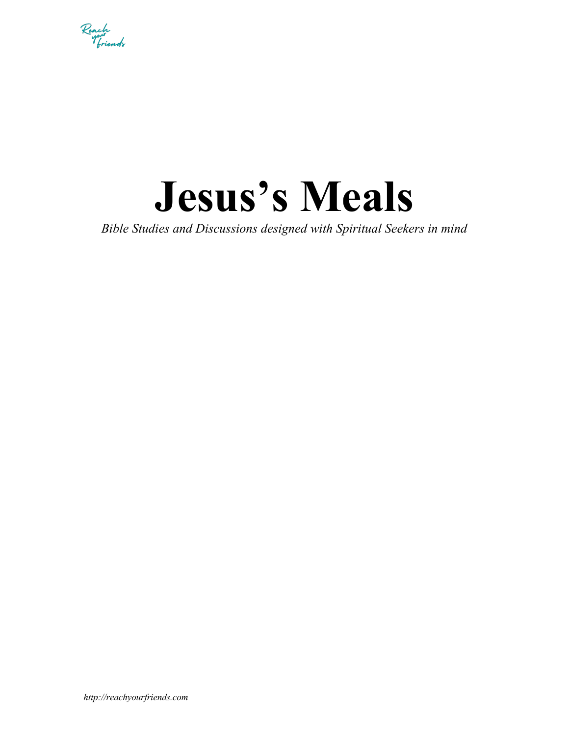Reach your friends

# Jesus's Meals

*Bible Studies and Discussions designed with Spiritual Seekers in mind*

*http://reachyourfriends.com*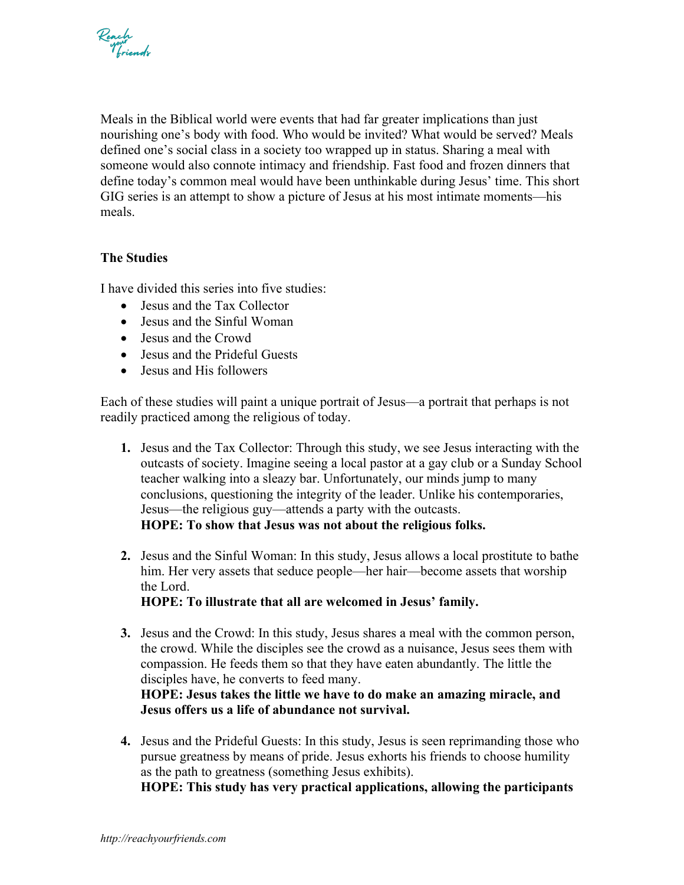Meals in the Biblical world were events that had far greater implications than just nourishing one's body with food. Who would be invited? What would be served? Meals defined one's social class in a society too wrapped up in status. Sharing a meal with someone would also connote intimacy and friendship. Fast food and frozen dinners that define today's common meal would have been unthinkable during Jesus' time. This short GIG series is an attempt to show a picture of Jesus at his most intimate moments—his meals.

**The Studies**

I have divided this series into five studies:

- Jesus and the Tax Collector
- Jesus and the Sinful Woman
- Jesus and the Crowd
- Jesus and the Prideful Guests
- Jesus and His followers

Each of these studies will paint a unique portrait of Jesus—a portrait that perhaps is not readily practiced among the religious of today.

1. Jesus and the Tax Collector: Through this study, we see Jesus interacting with the outcasts of society. Imagine seeing a local pastor at a gay club or a Sunday School teacher walking into a sleazy bar. Unfortunately, our minds jump to many conclusions, questioning the integrity of the leader. Unlike his contemporaries, Jesus—the religious guy—attends a party with the outcasts.
   **HOPE: To show that Jesus was not about the religious folks.**

2. Jesus and the Sinful Woman: In this study, Jesus allows a local prostitute to bathe him. Her very assets that seduce people—her hair—become assets that worship the Lord.
   **HOPE: To illustrate that all are welcomed in Jesus' family.**

3. Jesus and the Crowd: In this study, Jesus shares a meal with the common person, the crowd. While the disciples see the crowd as a nuisance, Jesus sees them with compassion. He feeds them so that they have eaten abundantly. The little the disciples have, he converts to feed many.
   **HOPE: Jesus takes the little we have to do make an amazing miracle, and Jesus offers us a life of abundance not survival.**

4. Jesus and the Prideful Guests: In this study, Jesus is seen reprimanding those who pursue greatness by means of pride. Jesus exhorts his friends to choose humility as the path to greatness (something Jesus exhibits).
   **HOPE: This study has very practical applications, allowing the participants**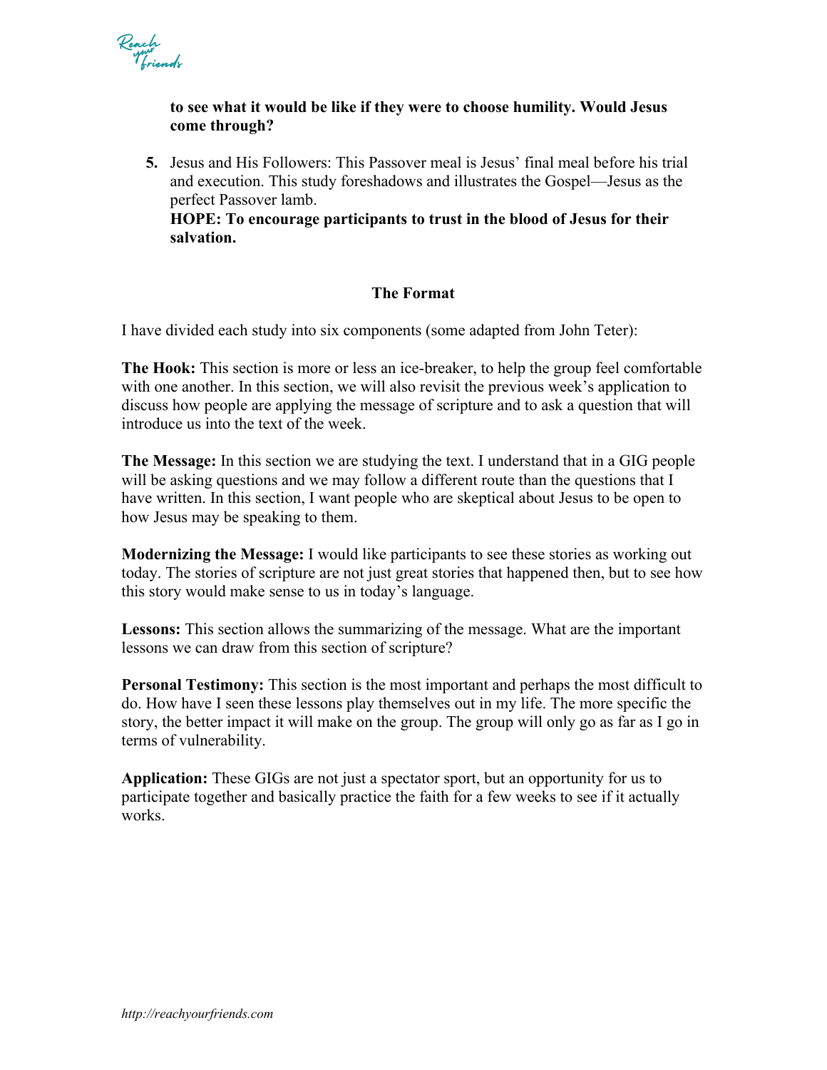**to see what it would be like if they were to choose humility. Would Jesus come through?**

5. Jesus and His Followers: This Passover meal is Jesus' final meal before his trial and execution. This study foreshadows and illustrates the Gospel—Jesus as the perfect Passover lamb.
**HOPE: To encourage participants to trust in the blood of Jesus for their salvation.**

## The Format

I have divided each study into six components (some adapted from John Teter):

**The Hook:** This section is more or less an ice-breaker, to help the group feel comfortable with one another. In this section, we will also revisit the previous week's application to discuss how people are applying the message of scripture and to ask a question that will introduce us into the text of the week.

**The Message:** In this section we are studying the text. I understand that in a GIG people will be asking questions and we may follow a different route than the questions that I have written. In this section, I want people who are skeptical about Jesus to be open to how Jesus may be speaking to them.

**Modernizing the Message:** I would like participants to see these stories as working out today. The stories of scripture are not just great stories that happened then, but to see how this story would make sense to us in today's language.

**Lessons:** This section allows the summarizing of the message. What are the important lessons we can draw from this section of scripture?

**Personal Testimony:** This section is the most important and perhaps the most difficult to do. How have I seen these lessons play themselves out in my life. The more specific the story, the better impact it will make on the group. The group will only go as far as I go in terms of vulnerability.

**Application:** These GIGs are not just a spectator sport, but an opportunity for us to participate together and basically practice the faith for a few weeks to see if it actually works.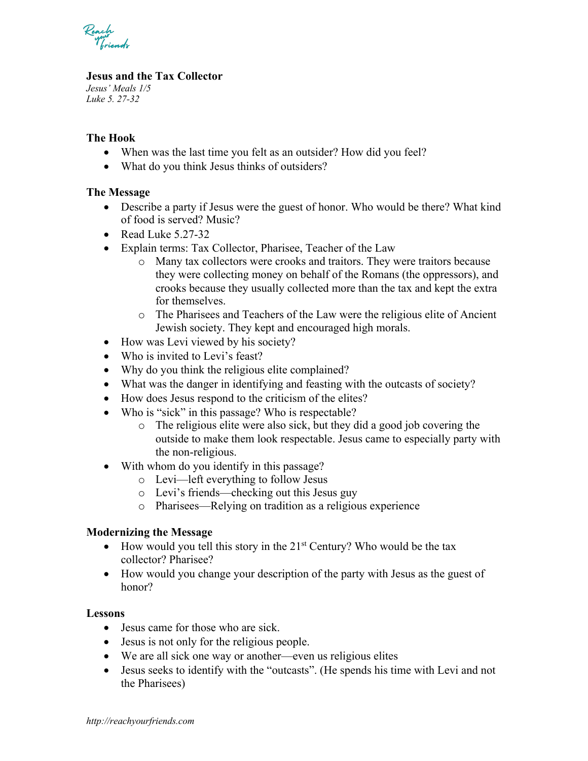## Jesus and the Tax Collector

*Jesus' Meals 1/5*
*Luke 5. 27-32*

### The Hook

- When was the last time you felt as an outsider? How did you feel?
- What do you think Jesus thinks of outsiders?

### The Message

- Describe a party if Jesus were the guest of honor. Who would be there? What kind of food is served? Music?
- Read Luke 5.27-32
- Explain terms: Tax Collector, Pharisee, Teacher of the Law
    - Many tax collectors were crooks and traitors. They were traitors because they were collecting money on behalf of the Romans (the oppressors), and crooks because they usually collected more than the tax and kept the extra for themselves.
    - The Pharisees and Teachers of the Law were the religious elite of Ancient Jewish society. They kept and encouraged high morals.
- How was Levi viewed by his society?
- Who is invited to Levi's feast?
- Why do you think the religious elite complained?
- What was the danger in identifying and feasting with the outcasts of society?
- How does Jesus respond to the criticism of the elites?
- Who is "sick" in this passage? Who is respectable?
    - The religious elite were also sick, but they did a good job covering the outside to make them look respectable. Jesus came to especially party with the non-religious.
- With whom do you identify in this passage?
    - Levi—left everything to follow Jesus
    - Levi's friends—checking out this Jesus guy
    - Pharisees—Relying on tradition as a religious experience

### Modernizing the Message

- How would you tell this story in the 21st Century? Who would be the tax collector? Pharisee?
- How would you change your description of the party with Jesus as the guest of honor?

### Lessons

- Jesus came for those who are sick.
- Jesus is not only for the religious people.
- We are all sick one way or another—even us religious elites
- Jesus seeks to identify with the "outcasts". (He spends his time with Levi and not the Pharisees)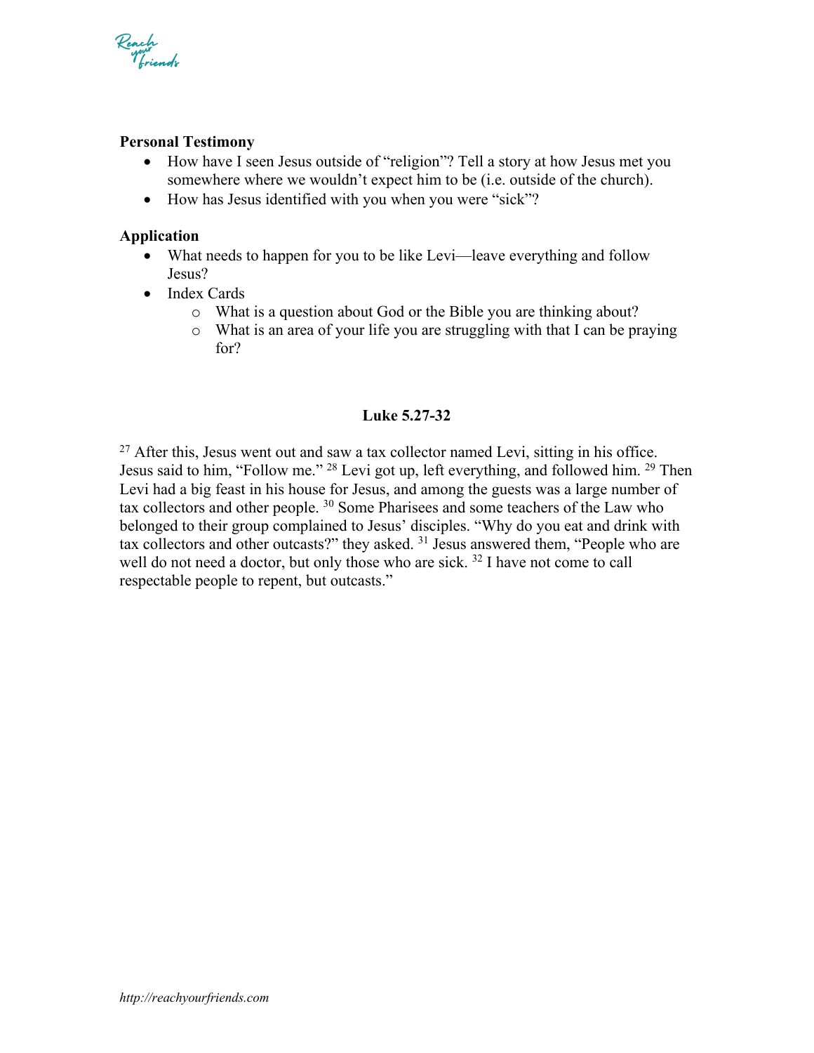**Personal Testimony**

- How have I seen Jesus outside of "religion"? Tell a story at how Jesus met you somewhere where we wouldn't expect him to be (i.e. outside of the church).
- How has Jesus identified with you when you were "sick"?

**Application**

- What needs to happen for you to be like Levi—leave everything and follow Jesus?
- Index Cards
  - What is a question about God or the Bible you are thinking about?
  - What is an area of your life you are struggling with that I can be praying for?

**Luke 5.27-32**

27 After this, Jesus went out and saw a tax collector named Levi, sitting in his office. Jesus said to him, "Follow me." 28 Levi got up, left everything, and followed him. 29 Then Levi had a big feast in his house for Jesus, and among the guests was a large number of tax collectors and other people. 30 Some Pharisees and some teachers of the Law who belonged to their group complained to Jesus' disciples. "Why do you eat and drink with tax collectors and other outcasts?" they asked. 31 Jesus answered them, "People who are well do not need a doctor, but only those who are sick. 32 I have not come to call respectable people to repent, but outcasts."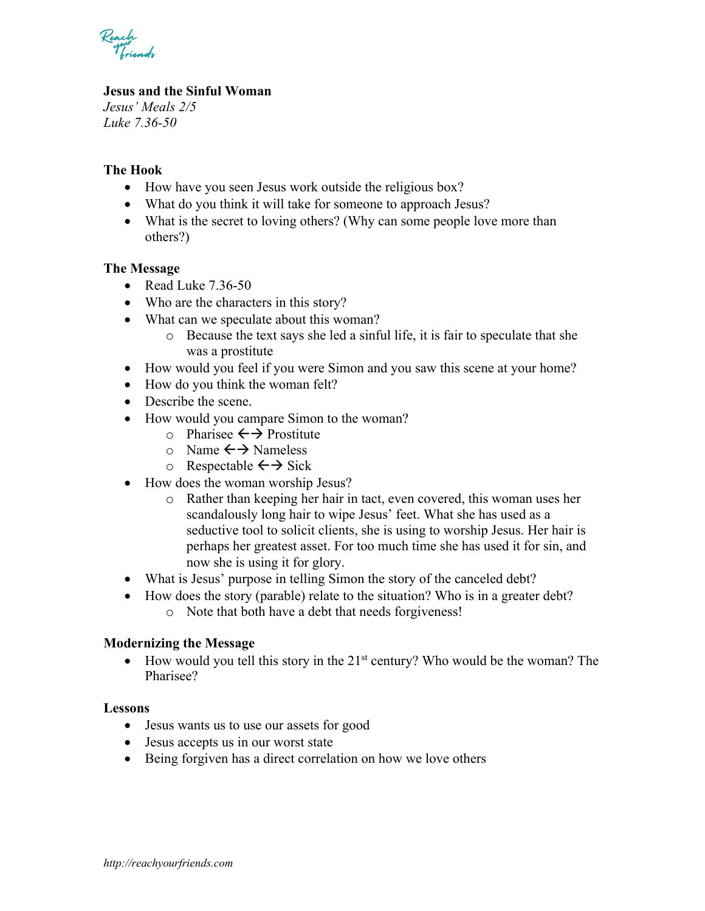**Jesus and the Sinful Woman**
*Jesus' Meals 2/5*
*Luke 7.36-50*

### The Hook

- How have you seen Jesus work outside the religious box?
- What do you think it will take for someone to approach Jesus?
- What is the secret to loving others? (Why can some people love more than others?)

### The Message

- Read Luke 7.36-50
- Who are the characters in this story?
- What can we speculate about this woman?
    - Because the text says she led a sinful life, it is fair to speculate that she was a prostitute
- How would you feel if you were Simon and you saw this scene at your home?
- How do you think the woman felt?
- Describe the scene.
- How would you campare Simon to the woman?
    - Pharisee ←→ Prostitute
    - Name ←→ Nameless
    - Respectable ←→ Sick
- How does the woman worship Jesus?
    - Rather than keeping her hair in tact, even covered, this woman uses her scandalously long hair to wipe Jesus' feet. What she has used as a seductive tool to solicit clients, she is using to worship Jesus. Her hair is perhaps her greatest asset. For too much time she has used it for sin, and now she is using it for glory.
- What is Jesus' purpose in telling Simon the story of the canceled debt?
- How does the story (parable) relate to the situation? Who is in a greater debt?
    - Note that both have a debt that needs forgiveness!

### Modernizing the Message

- How would you tell this story in the 21st century? Who would be the woman? The Pharisee?

### Lessons

- Jesus wants us to use our assets for good
- Jesus accepts us in our worst state
- Being forgiven has a direct correlation on how we love others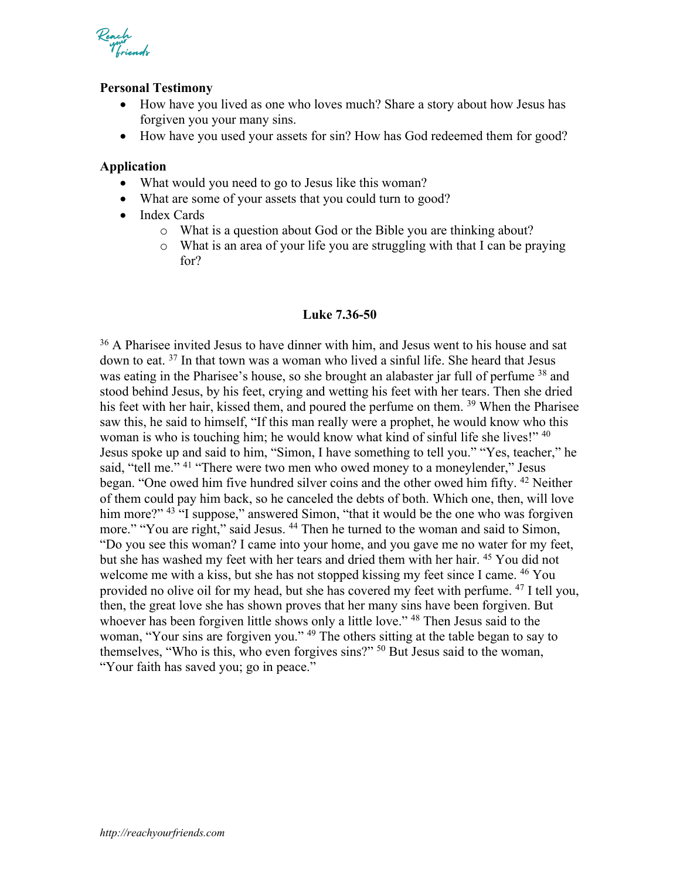**Personal Testimony**

- How have you lived as one who loves much? Share a story about how Jesus has forgiven you your many sins.
- How have you used your assets for sin? How has God redeemed them for good?

**Application**

- What would you need to go to Jesus like this woman?
- What are some of your assets that you could turn to good?
- Index Cards
    - What is a question about God or the Bible you are thinking about?
    - What is an area of your life you are struggling with that I can be praying for?

**Luke 7.36-50**

[36] A Pharisee invited Jesus to have dinner with him, and Jesus went to his house and sat down to eat. [37] In that town was a woman who lived a sinful life. She heard that Jesus was eating in the Pharisee's house, so she brought an alabaster jar full of perfume [38] and stood behind Jesus, by his feet, crying and wetting his feet with her tears. Then she dried his feet with her hair, kissed them, and poured the perfume on them. [39] When the Pharisee saw this, he said to himself, "If this man really were a prophet, he would know who this woman is who is touching him; he would know what kind of sinful life she lives!" [40] Jesus spoke up and said to him, "Simon, I have something to tell you." "Yes, teacher," he said, "tell me." [41] "There were two men who owed money to a moneylender," Jesus began. "One owed him five hundred silver coins and the other owed him fifty. [42] Neither of them could pay him back, so he canceled the debts of both. Which one, then, will love him more?" [43] "I suppose," answered Simon, "that it would be the one who was forgiven more." "You are right," said Jesus. [44] Then he turned to the woman and said to Simon, "Do you see this woman? I came into your home, and you gave me no water for my feet, but she has washed my feet with her tears and dried them with her hair. [45] You did not welcome me with a kiss, but she has not stopped kissing my feet since I came. [46] You provided no olive oil for my head, but she has covered my feet with perfume. [47] I tell you, then, the great love she has shown proves that her many sins have been forgiven. But whoever has been forgiven little shows only a little love." [48] Then Jesus said to the woman, "Your sins are forgiven you." [49] The others sitting at the table began to say to themselves, "Who is this, who even forgives sins?" [50] But Jesus said to the woman, "Your faith has saved you; go in peace."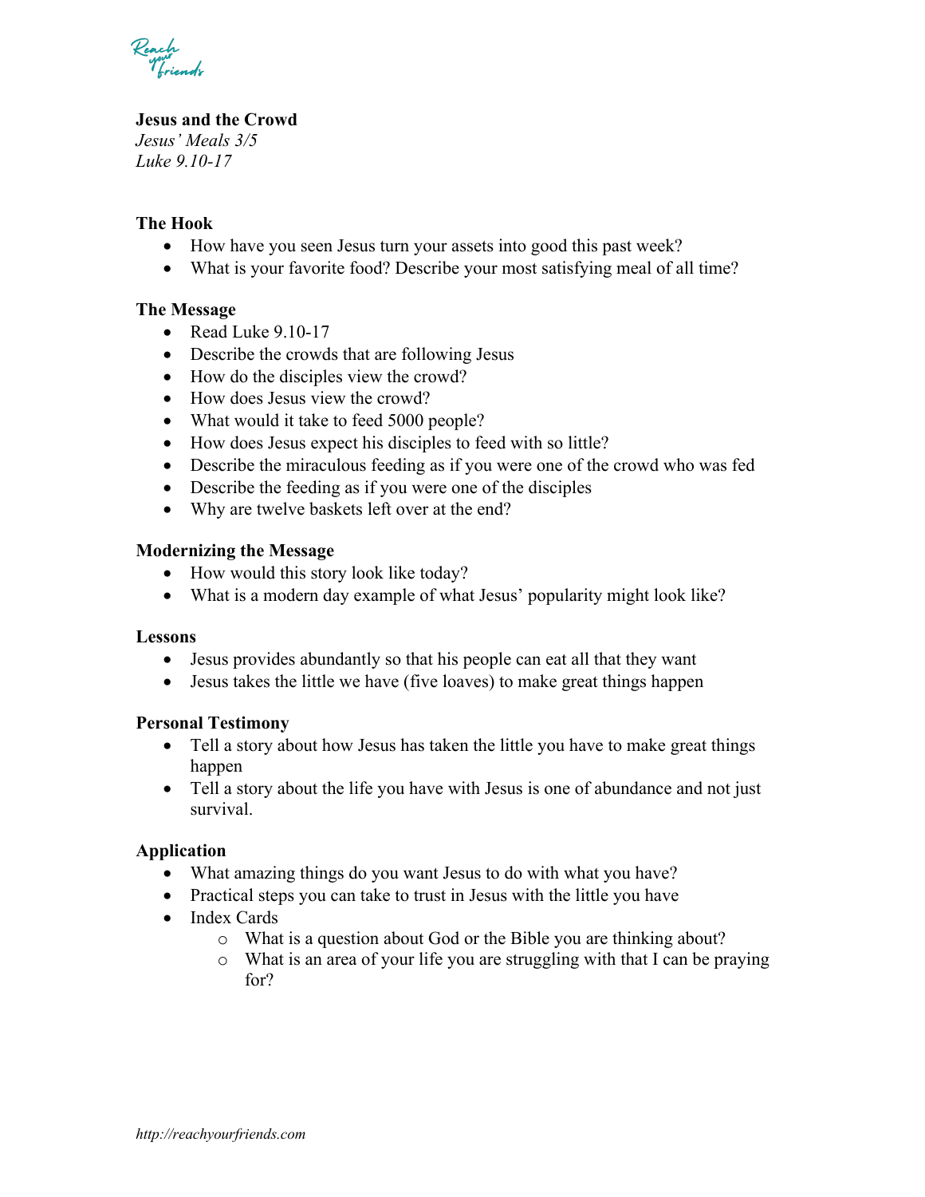**Jesus and the Crowd**
*Jesus' Meals 3/5*
*Luke 9.10-17*

**The Hook**

- How have you seen Jesus turn your assets into good this past week?
- What is your favorite food? Describe your most satisfying meal of all time?

**The Message**

- Read Luke 9.10-17
- Describe the crowds that are following Jesus
- How do the disciples view the crowd?
- How does Jesus view the crowd?
- What would it take to feed 5000 people?
- How does Jesus expect his disciples to feed with so little?
- Describe the miraculous feeding as if you were one of the crowd who was fed
- Describe the feeding as if you were one of the disciples
- Why are twelve baskets left over at the end?

**Modernizing the Message**

- How would this story look like today?
- What is a modern day example of what Jesus' popularity might look like?

**Lessons**

- Jesus provides abundantly so that his people can eat all that they want
- Jesus takes the little we have (five loaves) to make great things happen

**Personal Testimony**

- Tell a story about how Jesus has taken the little you have to make great things happen
- Tell a story about the life you have with Jesus is one of abundance and not just survival.

**Application**

- What amazing things do you want Jesus to do with what you have?
- Practical steps you can take to trust in Jesus with the little you have
- Index Cards
    - What is a question about God or the Bible you are thinking about?
    - What is an area of your life you are struggling with that I can be praying for?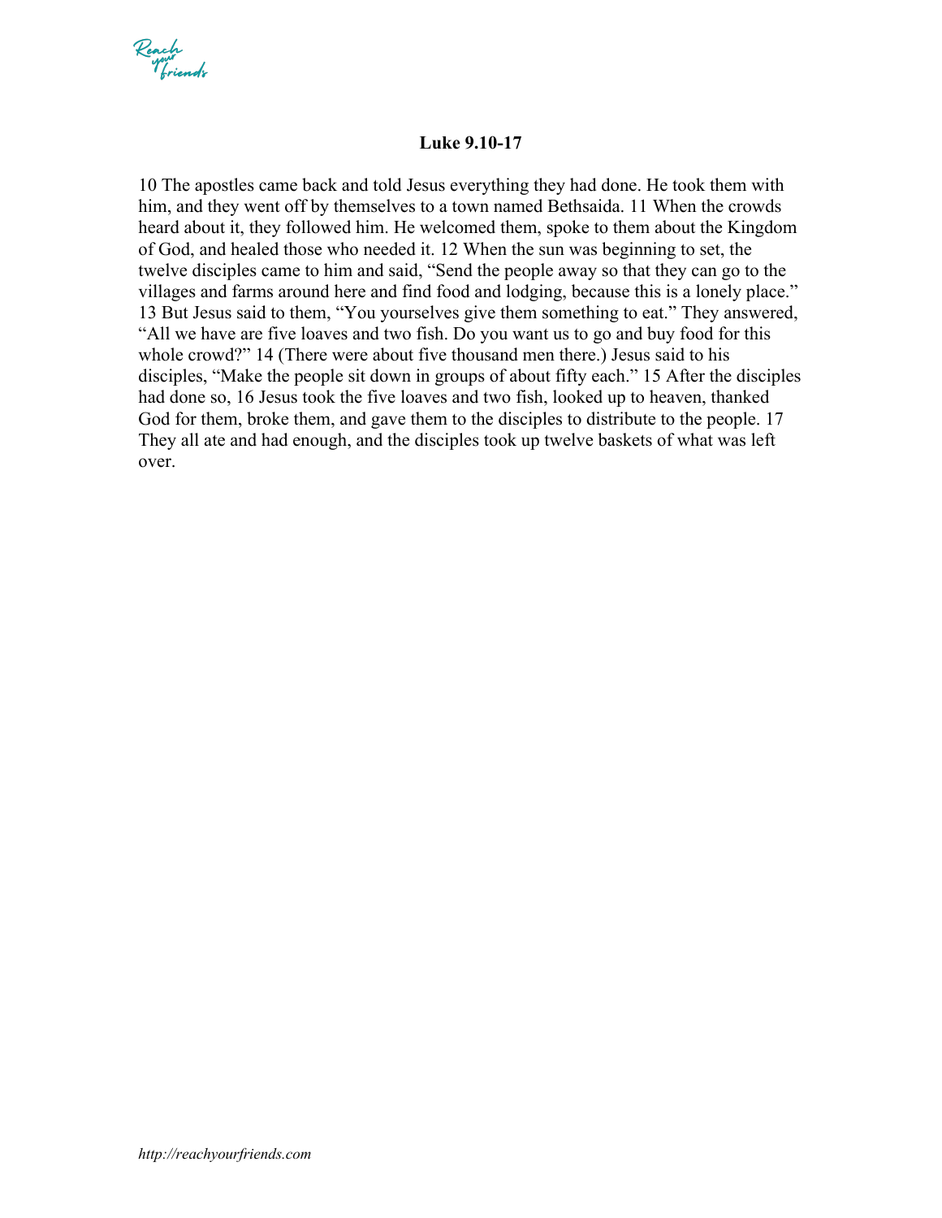### Luke 9.10-17

10 The apostles came back and told Jesus everything they had done. He took them with him, and they went off by themselves to a town named Bethsaida. 11 When the crowds heard about it, they followed him. He welcomed them, spoke to them about the Kingdom of God, and healed those who needed it. 12 When the sun was beginning to set, the twelve disciples came to him and said, “Send the people away so that they can go to the villages and farms around here and find food and lodging, because this is a lonely place.” 13 But Jesus said to them, “You yourselves give them something to eat.” They answered, “All we have are five loaves and two fish. Do you want us to go and buy food for this whole crowd?” 14 (There were about five thousand men there.) Jesus said to his disciples, “Make the people sit down in groups of about fifty each.” 15 After the disciples had done so, 16 Jesus took the five loaves and two fish, looked up to heaven, thanked God for them, broke them, and gave them to the disciples to distribute to the people. 17 They all ate and had enough, and the disciples took up twelve baskets of what was left over.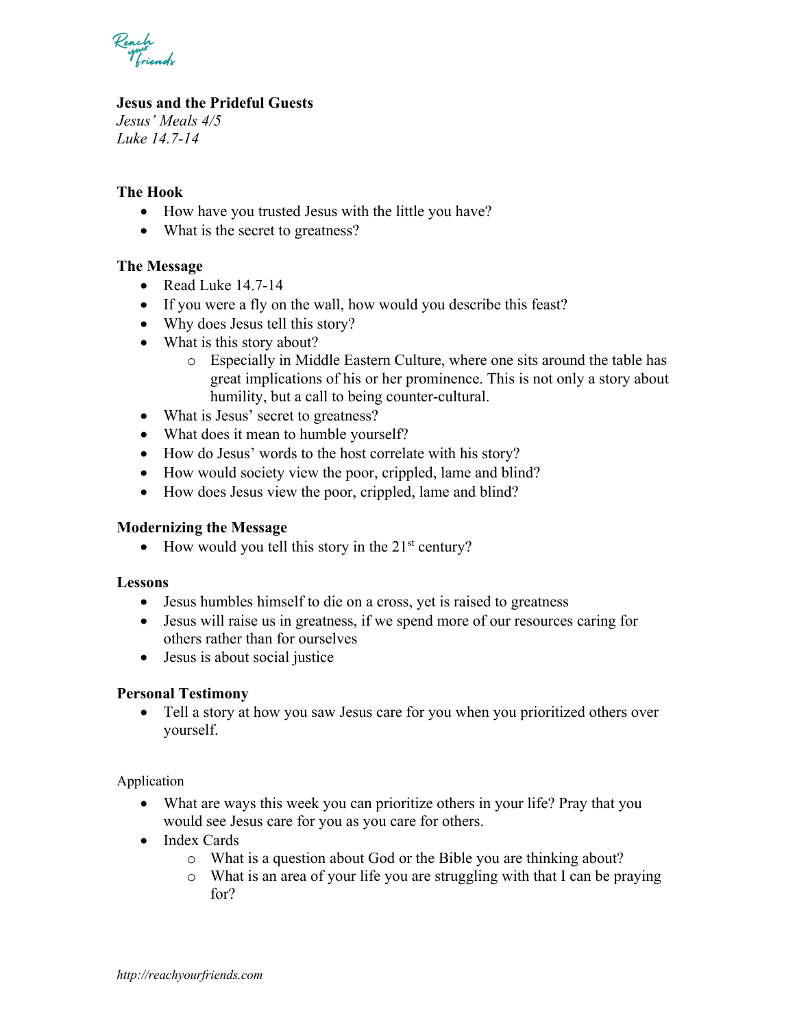**Jesus and the Prideful Guests**
*Jesus' Meals 4/5*
*Luke 14.7-14*

**The Hook**

- How have you trusted Jesus with the little you have?
- What is the secret to greatness?

**The Message**

- Read Luke 14.7-14
- If you were a fly on the wall, how would you describe this feast?
- Why does Jesus tell this story?
- What is this story about?
    - Especially in Middle Eastern Culture, where one sits around the table has great implications of his or her prominence. This is not only a story about humility, but a call to being counter-cultural.
- What is Jesus' secret to greatness?
- What does it mean to humble yourself?
- How do Jesus' words to the host correlate with his story?
- How would society view the poor, crippled, lame and blind?
- How does Jesus view the poor, crippled, lame and blind?

**Modernizing the Message**

- How would you tell this story in the 21st century?

**Lessons**

- Jesus humbles himself to die on a cross, yet is raised to greatness
- Jesus will raise us in greatness, if we spend more of our resources caring for others rather than for ourselves
- Jesus is about social justice

**Personal Testimony**

- Tell a story at how you saw Jesus care for you when you prioritized others over yourself.

Application

- What are ways this week you can prioritize others in your life? Pray that you would see Jesus care for you as you care for others.
- Index Cards
    - What is a question about God or the Bible you are thinking about?
    - What is an area of your life you are struggling with that I can be praying for?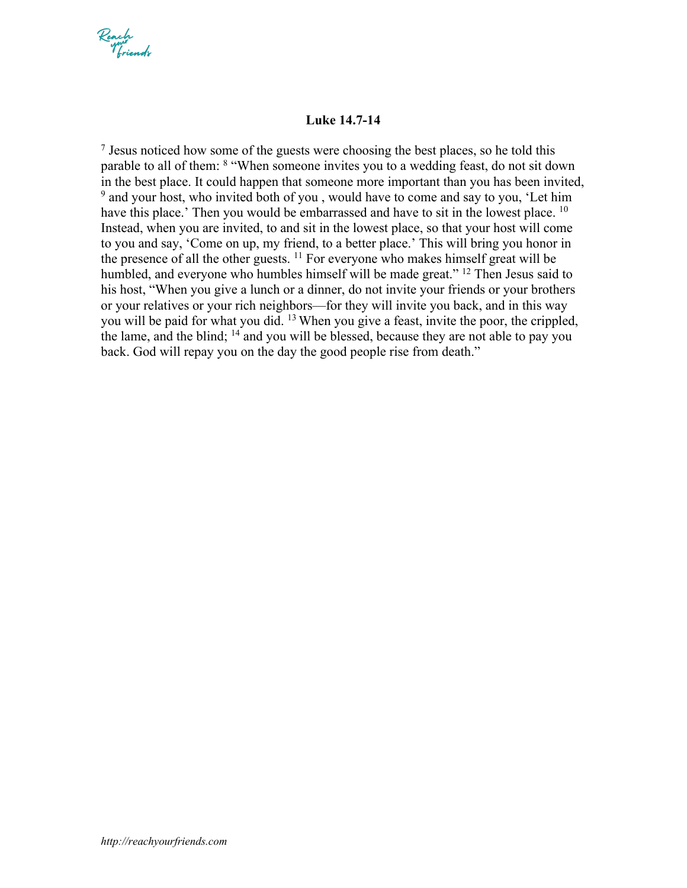**Luke 14.7-14**

[7] Jesus noticed how some of the guests were choosing the best places, so he told this parable to all of them: [8] "When someone invites you to a wedding feast, do not sit down in the best place. It could happen that someone more important than you has been invited, [9] and your host, who invited both of you , would have to come and say to you, 'Let him have this place.' Then you would be embarrassed and have to sit in the lowest place. [10] Instead, when you are invited, to and sit in the lowest place, so that your host will come to you and say, 'Come on up, my friend, to a better place.' This will bring you honor in the presence of all the other guests. [11] For everyone who makes himself great will be humbled, and everyone who humbles himself will be made great." [12] Then Jesus said to his host, "When you give a lunch or a dinner, do not invite your friends or your brothers or your relatives or your rich neighbors—for they will invite you back, and in this way you will be paid for what you did. [13] When you give a feast, invite the poor, the crippled, the lame, and the blind; [14] and you will be blessed, because they are not able to pay you back. God will repay you on the day the good people rise from death."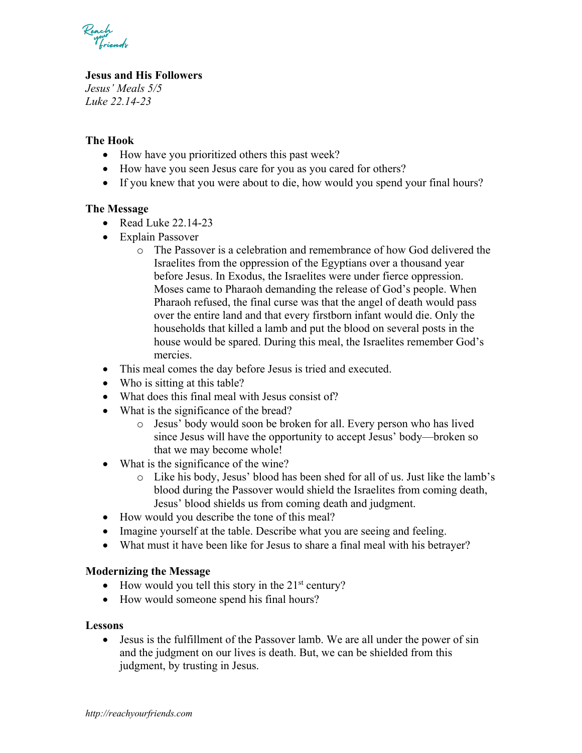**Jesus and His Followers**
*Jesus' Meals 5/5*
*Luke 22.14-23*

**The Hook**

- How have you prioritized others this past week?
- How have you seen Jesus care for you as you cared for others?
- If you knew that you were about to die, how would you spend your final hours?

**The Message**

- Read Luke 22.14-23
- Explain Passover
  - The Passover is a celebration and remembrance of how God delivered the Israelites from the oppression of the Egyptians over a thousand year before Jesus. In Exodus, the Israelites were under fierce oppression. Moses came to Pharaoh demanding the release of God's people. When Pharaoh refused, the final curse was that the angel of death would pass over the entire land and that every firstborn infant would die. Only the households that killed a lamb and put the blood on several posts in the house would be spared. During this meal, the Israelites remember God's mercies.
- This meal comes the day before Jesus is tried and executed.
- Who is sitting at this table?
- What does this final meal with Jesus consist of?
- What is the significance of the bread?
  - Jesus' body would soon be broken for all. Every person who has lived since Jesus will have the opportunity to accept Jesus' body—broken so that we may become whole!
- What is the significance of the wine?
  - Like his body, Jesus' blood has been shed for all of us. Just like the lamb's blood during the Passover would shield the Israelites from coming death, Jesus' blood shields us from coming death and judgment.
- How would you describe the tone of this meal?
- Imagine yourself at the table. Describe what you are seeing and feeling.
- What must it have been like for Jesus to share a final meal with his betrayer?

**Modernizing the Message**

- How would you tell this story in the 21st century?
- How would someone spend his final hours?

**Lessons**

- Jesus is the fulfillment of the Passover lamb. We are all under the power of sin and the judgment on our lives is death. But, we can be shielded from this judgment, by trusting in Jesus.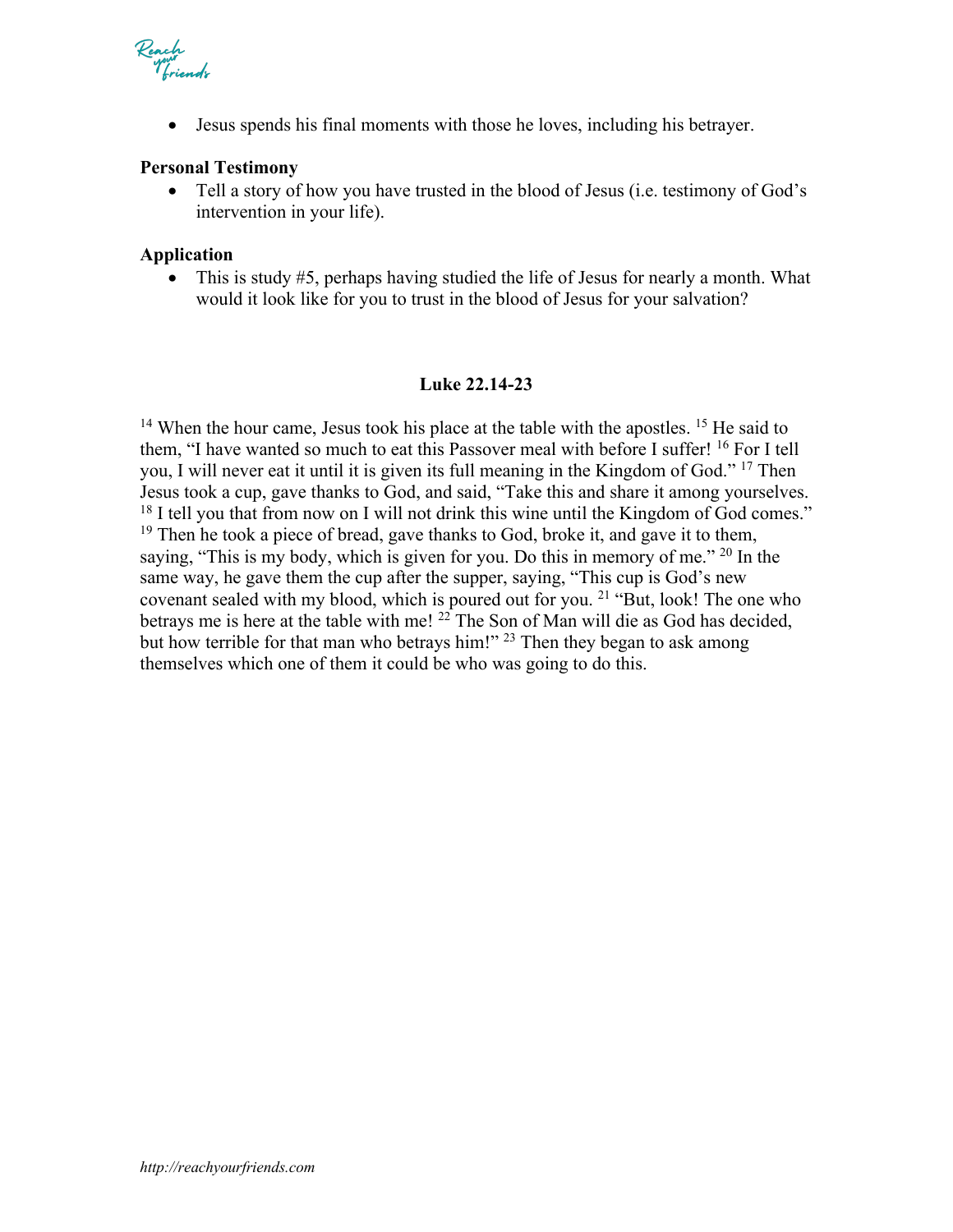- Jesus spends his final moments with those he loves, including his betrayer.

**Personal Testimony**

- Tell a story of how you have trusted in the blood of Jesus (i.e. testimony of God's intervention in your life).

**Application**

- This is study #5, perhaps having studied the life of Jesus for nearly a month. What would it look like for you to trust in the blood of Jesus for your salvation?

**Luke 22.14-23**

[14] When the hour came, Jesus took his place at the table with the apostles. [15] He said to them, "I have wanted so much to eat this Passover meal with before I suffer! [16] For I tell you, I will never eat it until it is given its full meaning in the Kingdom of God." [17] Then Jesus took a cup, gave thanks to God, and said, "Take this and share it among yourselves. [18] I tell you that from now on I will not drink this wine until the Kingdom of God comes." [19] Then he took a piece of bread, gave thanks to God, broke it, and gave it to them, saying, "This is my body, which is given for you. Do this in memory of me." [20] In the same way, he gave them the cup after the supper, saying, "This cup is God's new covenant sealed with my blood, which is poured out for you. [21] "But, look! The one who betrays me is here at the table with me! [22] The Son of Man will die as God has decided, but how terrible for that man who betrays him!" [23] Then they began to ask among themselves which one of them it could be who was going to do this.